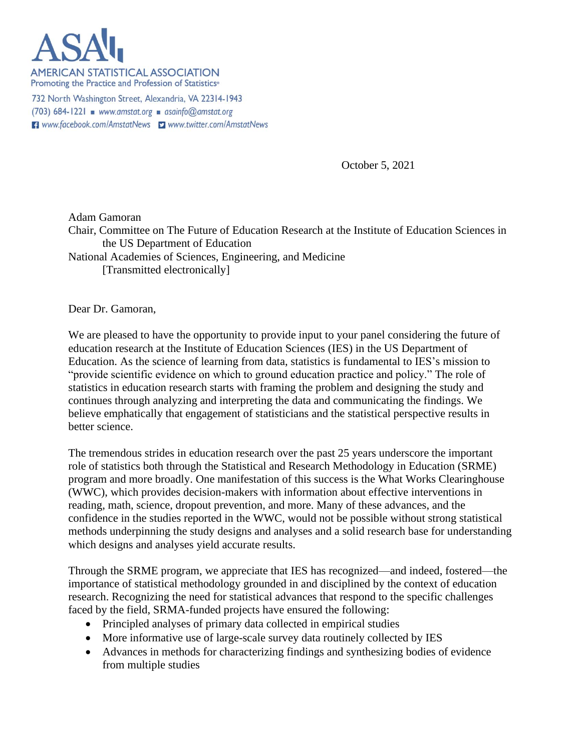# ASA

AMERICAN STATISTICAL ASSOCIATION
Promoting the Practice and Profession of Statistics®

732 North Washington Street, Alexandria, VA 22314-1943
(703) 684-1221 ■ www.amstat.org ■ asainfo@amstat.org
www.facebook.com/AmstatNews www.twitter.com/AmstatNews

October 5, 2021

Adam Gamoran
Chair, Committee on The Future of Education Research at the Institute of Education Sciences in the US Department of Education
National Academies of Sciences, Engineering, and Medicine
[Transmitted electronically]

Dear Dr. Gamoran,

We are pleased to have the opportunity to provide input to your panel considering the future of education research at the Institute of Education Sciences (IES) in the US Department of Education. As the science of learning from data, statistics is fundamental to IES's mission to "provide scientific evidence on which to ground education practice and policy." The role of statistics in education research starts with framing the problem and designing the study and continues through analyzing and interpreting the data and communicating the findings. We believe emphatically that engagement of statisticians and the statistical perspective results in better science.

The tremendous strides in education research over the past 25 years underscore the important role of statistics both through the Statistical and Research Methodology in Education (SRME) program and more broadly. One manifestation of this success is the What Works Clearinghouse (WWC), which provides decision-makers with information about effective interventions in reading, math, science, dropout prevention, and more. Many of these advances, and the confidence in the studies reported in the WWC, would not be possible without strong statistical methods underpinning the study designs and analyses and a solid research base for understanding which designs and analyses yield accurate results.

Through the SRME program, we appreciate that IES has recognized—and indeed, fostered—the importance of statistical methodology grounded in and disciplined by the context of education research. Recognizing the need for statistical advances that respond to the specific challenges faced by the field, SRMA-funded projects have ensured the following:

- Principled analyses of primary data collected in empirical studies
- More informative use of large-scale survey data routinely collected by IES
- Advances in methods for characterizing findings and synthesizing bodies of evidence from multiple studies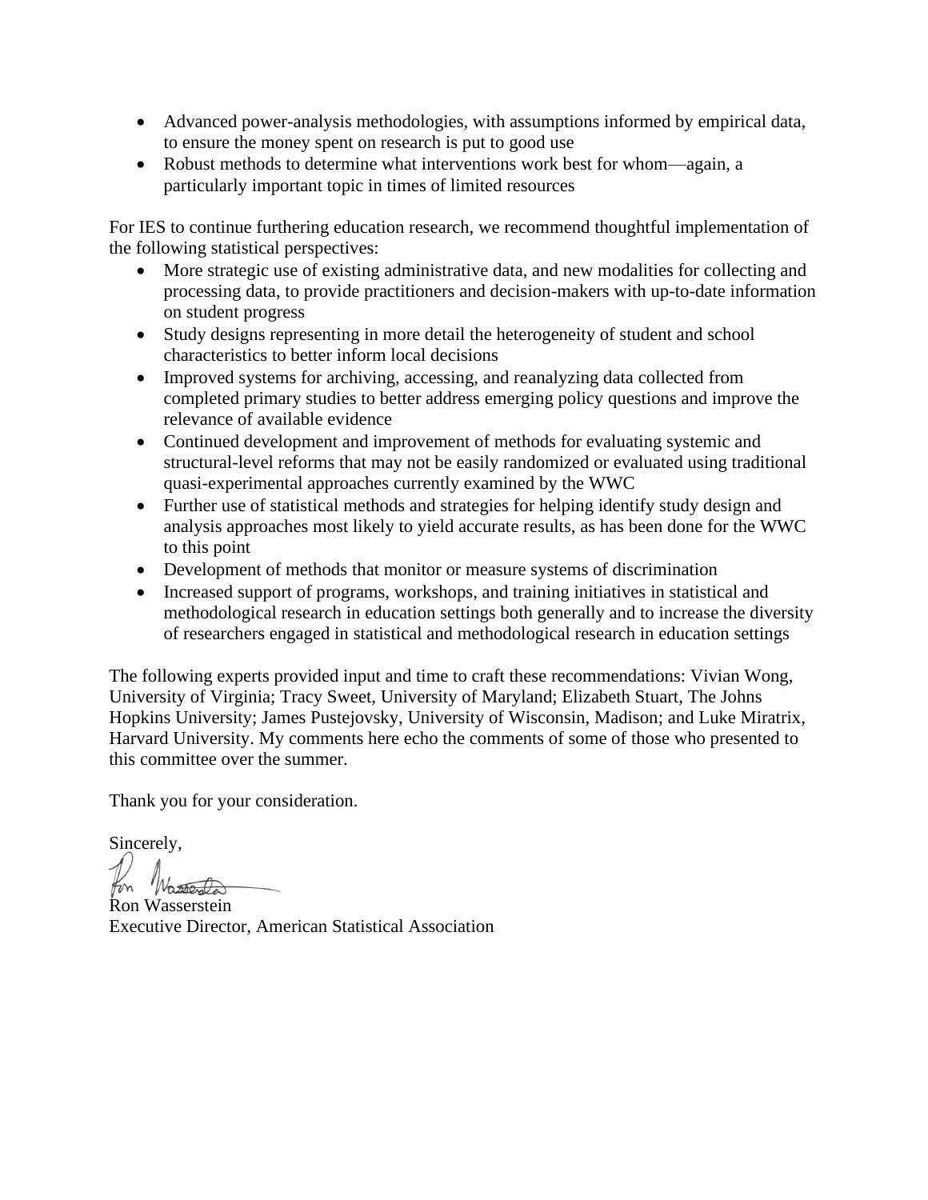- Advanced power-analysis methodologies, with assumptions informed by empirical data, to ensure the money spent on research is put to good use
- Robust methods to determine what interventions work best for whom—again, a particularly important topic in times of limited resources

For IES to continue furthering education research, we recommend thoughtful implementation of the following statistical perspectives:

- More strategic use of existing administrative data, and new modalities for collecting and processing data, to provide practitioners and decision-makers with up-to-date information on student progress
- Study designs representing in more detail the heterogeneity of student and school characteristics to better inform local decisions
- Improved systems for archiving, accessing, and reanalyzing data collected from completed primary studies to better address emerging policy questions and improve the relevance of available evidence
- Continued development and improvement of methods for evaluating systemic and structural-level reforms that may not be easily randomized or evaluated using traditional quasi-experimental approaches currently examined by the WWC
- Further use of statistical methods and strategies for helping identify study design and analysis approaches most likely to yield accurate results, as has been done for the WWC to this point
- Development of methods that monitor or measure systems of discrimination
- Increased support of programs, workshops, and training initiatives in statistical and methodological research in education settings both generally and to increase the diversity of researchers engaged in statistical and methodological research in education settings

The following experts provided input and time to craft these recommendations: Vivian Wong, University of Virginia; Tracy Sweet, University of Maryland; Elizabeth Stuart, The Johns Hopkins University; James Pustejovsky, University of Wisconsin, Madison; and Luke Miratrix, Harvard University. My comments here echo the comments of some of those who presented to this committee over the summer.

Thank you for your consideration.

Sincerely,

Ron Wasserstein
Executive Director, American Statistical Association